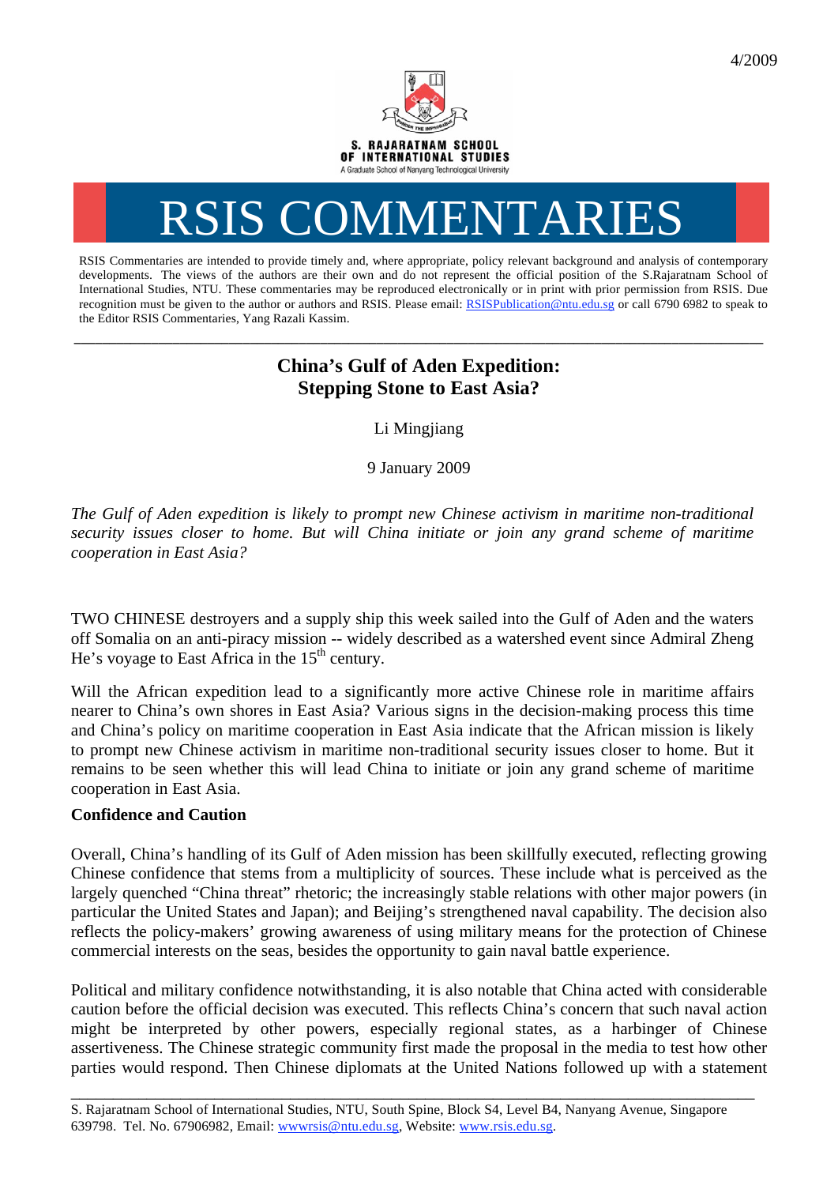4/2009

S. RAJARATNAM SCHOOL OF INTERNATIONAL STUDIES

A Graduate School of Nanyang Technological University

# RSIS COMMENTARIES

RSIS Commentaries are intended to provide timely and, where appropriate, policy relevant background and analysis of contemporary developments. The views of the authors are their own and do not represent the official position of the S.Rajaratnam School of International Studies, NTU. These commentaries may be reproduced electronically or in print with prior permission from RSIS. Due recognition must be given to the author or authors and RSIS. Please email: RSISPublication@ntu.edu.sg or call 6790 6982 to speak to the Editor RSIS Commentaries, Yang Razali Kassim.

---

## China's Gulf of Aden Expedition: Stepping Stone to East Asia?

Li Mingjiang

9 January 2009

*The Gulf of Aden expedition is likely to prompt new Chinese activism in maritime non-traditional security issues closer to home. But will China initiate or join any grand scheme of maritime cooperation in East Asia?*

TWO CHINESE destroyers and a supply ship this week sailed into the Gulf of Aden and the waters off Somalia on an anti-piracy mission -- widely described as a watershed event since Admiral Zheng He's voyage to East Africa in the 15th century.

Will the African expedition lead to a significantly more active Chinese role in maritime affairs nearer to China's own shores in East Asia? Various signs in the decision-making process this time and China's policy on maritime cooperation in East Asia indicate that the African mission is likely to prompt new Chinese activism in maritime non-traditional security issues closer to home. But it remains to be seen whether this will lead China to initiate or join any grand scheme of maritime cooperation in East Asia.

**Confidence and Caution**

Overall, China's handling of its Gulf of Aden mission has been skillfully executed, reflecting growing Chinese confidence that stems from a multiplicity of sources. These include what is perceived as the largely quenched "China threat" rhetoric; the increasingly stable relations with other major powers (in particular the United States and Japan); and Beijing's strengthened naval capability. The decision also reflects the policy-makers' growing awareness of using military means for the protection of Chinese commercial interests on the seas, besides the opportunity to gain naval battle experience.

Political and military confidence notwithstanding, it is also notable that China acted with considerable caution before the official decision was executed. This reflects China's concern that such naval action might be interpreted by other powers, especially regional states, as a harbinger of Chinese assertiveness. The Chinese strategic community first made the proposal in the media to test how other parties would respond. Then Chinese diplomats at the United Nations followed up with a statement

---

S. Rajaratnam School of International Studies, NTU, South Spine, Block S4, Level B4, Nanyang Avenue, Singapore 639798. Tel. No. 67906982, Email: wwwrsis@ntu.edu.sg, Website: www.rsis.edu.sg.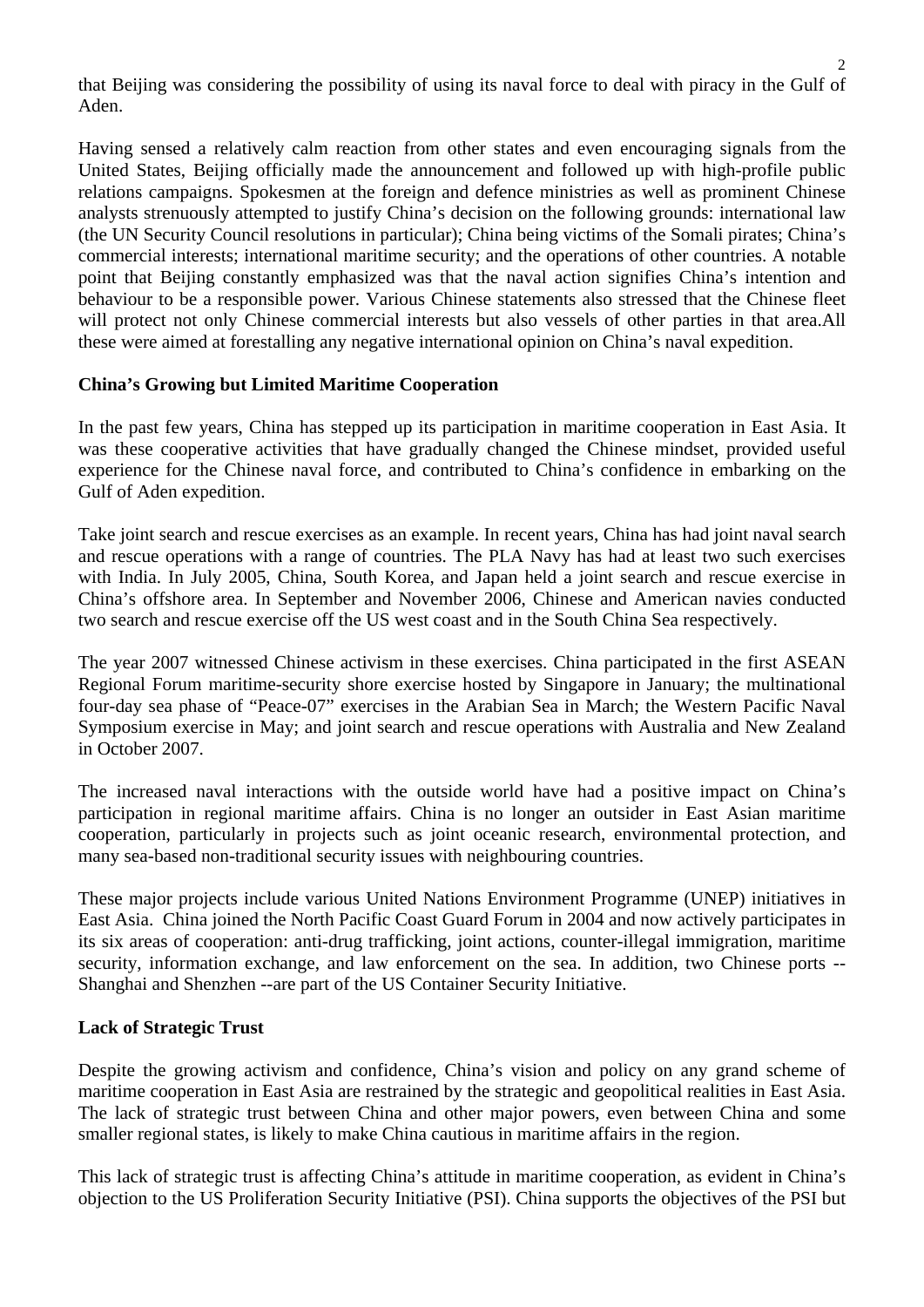that Beijing was considering the possibility of using its naval force to deal with piracy in the Gulf of Aden.

Having sensed a relatively calm reaction from other states and even encouraging signals from the United States, Beijing officially made the announcement and followed up with high-profile public relations campaigns. Spokesmen at the foreign and defence ministries as well as prominent Chinese analysts strenuously attempted to justify China's decision on the following grounds: international law (the UN Security Council resolutions in particular); China being victims of the Somali pirates; China's commercial interests; international maritime security; and the operations of other countries. A notable point that Beijing constantly emphasized was that the naval action signifies China's intention and behaviour to be a responsible power. Various Chinese statements also stressed that the Chinese fleet will protect not only Chinese commercial interests but also vessels of other parties in that area.All these were aimed at forestalling any negative international opinion on China's naval expedition.

**China's Growing but Limited Maritime Cooperation**

In the past few years, China has stepped up its participation in maritime cooperation in East Asia. It was these cooperative activities that have gradually changed the Chinese mindset, provided useful experience for the Chinese naval force, and contributed to China's confidence in embarking on the Gulf of Aden expedition.

Take joint search and rescue exercises as an example. In recent years, China has had joint naval search and rescue operations with a range of countries. The PLA Navy has had at least two such exercises with India. In July 2005, China, South Korea, and Japan held a joint search and rescue exercise in China's offshore area. In September and November 2006, Chinese and American navies conducted two search and rescue exercise off the US west coast and in the South China Sea respectively.

The year 2007 witnessed Chinese activism in these exercises. China participated in the first ASEAN Regional Forum maritime-security shore exercise hosted by Singapore in January; the multinational four-day sea phase of "Peace-07" exercises in the Arabian Sea in March; the Western Pacific Naval Symposium exercise in May; and joint search and rescue operations with Australia and New Zealand in October 2007.

The increased naval interactions with the outside world have had a positive impact on China's participation in regional maritime affairs. China is no longer an outsider in East Asian maritime cooperation, particularly in projects such as joint oceanic research, environmental protection, and many sea-based non-traditional security issues with neighbouring countries.

These major projects include various United Nations Environment Programme (UNEP) initiatives in East Asia. China joined the North Pacific Coast Guard Forum in 2004 and now actively participates in its six areas of cooperation: anti-drug trafficking, joint actions, counter-illegal immigration, maritime security, information exchange, and law enforcement on the sea. In addition, two Chinese ports -- Shanghai and Shenzhen --are part of the US Container Security Initiative.

**Lack of Strategic Trust**

Despite the growing activism and confidence, China's vision and policy on any grand scheme of maritime cooperation in East Asia are restrained by the strategic and geopolitical realities in East Asia. The lack of strategic trust between China and other major powers, even between China and some smaller regional states, is likely to make China cautious in maritime affairs in the region.

This lack of strategic trust is affecting China's attitude in maritime cooperation, as evident in China's objection to the US Proliferation Security Initiative (PSI). China supports the objectives of the PSI but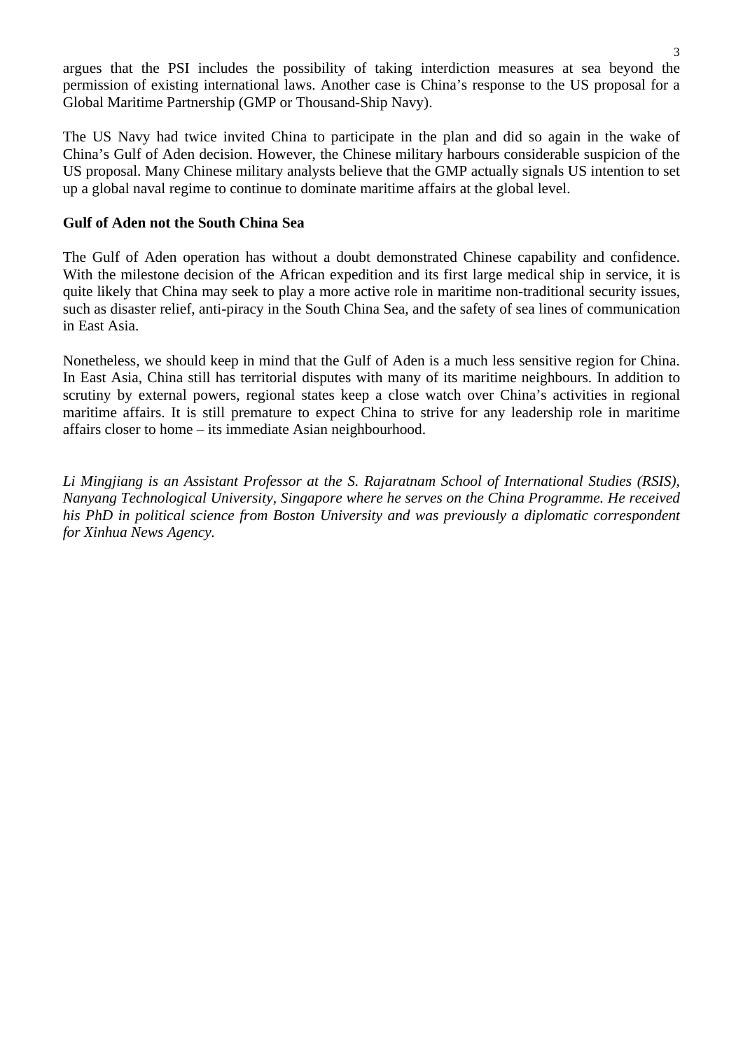argues that the PSI includes the possibility of taking interdiction measures at sea beyond the permission of existing international laws. Another case is China's response to the US proposal for a Global Maritime Partnership (GMP or Thousand-Ship Navy).

The US Navy had twice invited China to participate in the plan and did so again in the wake of China's Gulf of Aden decision. However, the Chinese military harbours considerable suspicion of the US proposal. Many Chinese military analysts believe that the GMP actually signals US intention to set up a global naval regime to continue to dominate maritime affairs at the global level.

**Gulf of Aden not the South China Sea**

The Gulf of Aden operation has without a doubt demonstrated Chinese capability and confidence. With the milestone decision of the African expedition and its first large medical ship in service, it is quite likely that China may seek to play a more active role in maritime non-traditional security issues, such as disaster relief, anti-piracy in the South China Sea, and the safety of sea lines of communication in East Asia.

Nonetheless, we should keep in mind that the Gulf of Aden is a much less sensitive region for China. In East Asia, China still has territorial disputes with many of its maritime neighbours. In addition to scrutiny by external powers, regional states keep a close watch over China's activities in regional maritime affairs. It is still premature to expect China to strive for any leadership role in maritime affairs closer to home – its immediate Asian neighbourhood.

*Li Mingjiang is an Assistant Professor at the S. Rajaratnam School of International Studies (RSIS), Nanyang Technological University, Singapore where he serves on the China Programme. He received his PhD in political science from Boston University and was previously a diplomatic correspondent for Xinhua News Agency.*